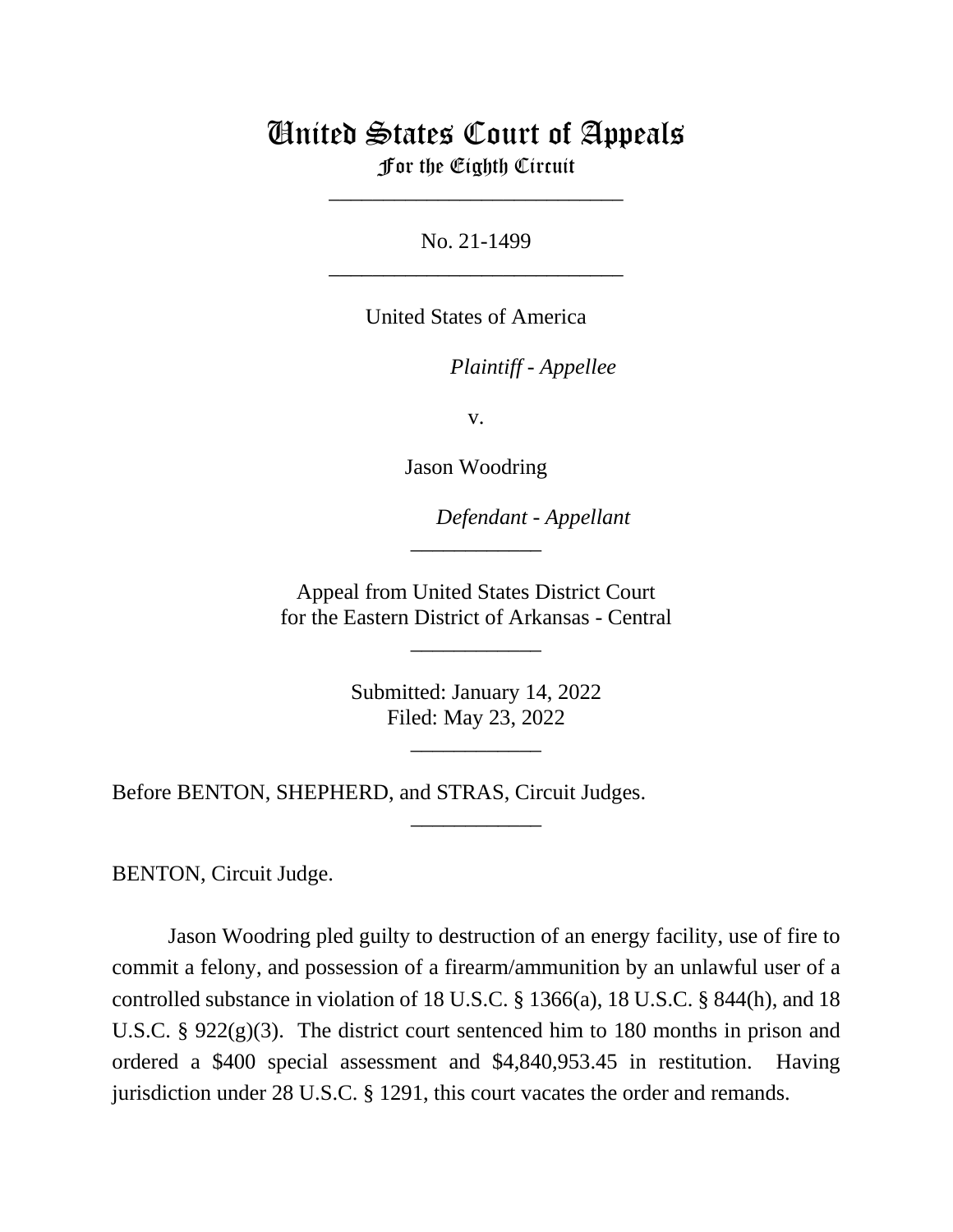# United States Court of Appeals
## For the Eighth Circuit

___________________________

No. 21-1499

___________________________

United States of America

*Plaintiff - Appellee*

v.

Jason Woodring

*Defendant - Appellant*

____________

Appeal from United States District Court
for the Eastern District of Arkansas - Central

____________

Submitted: January 14, 2022
Filed: May 23, 2022

____________

Before BENTON, SHEPHERD, and STRAS, Circuit Judges.

____________

BENTON, Circuit Judge.

Jason Woodring pled guilty to destruction of an energy facility, use of fire to commit a felony, and possession of a firearm/ammunition by an unlawful user of a controlled substance in violation of 18 U.S.C. § 1366(a), 18 U.S.C. § 844(h), and 18 U.S.C. § 922(g)(3). The district court sentenced him to 180 months in prison and ordered a $400 special assessment and $4,840,953.45 in restitution. Having jurisdiction under 28 U.S.C. § 1291, this court vacates the order and remands.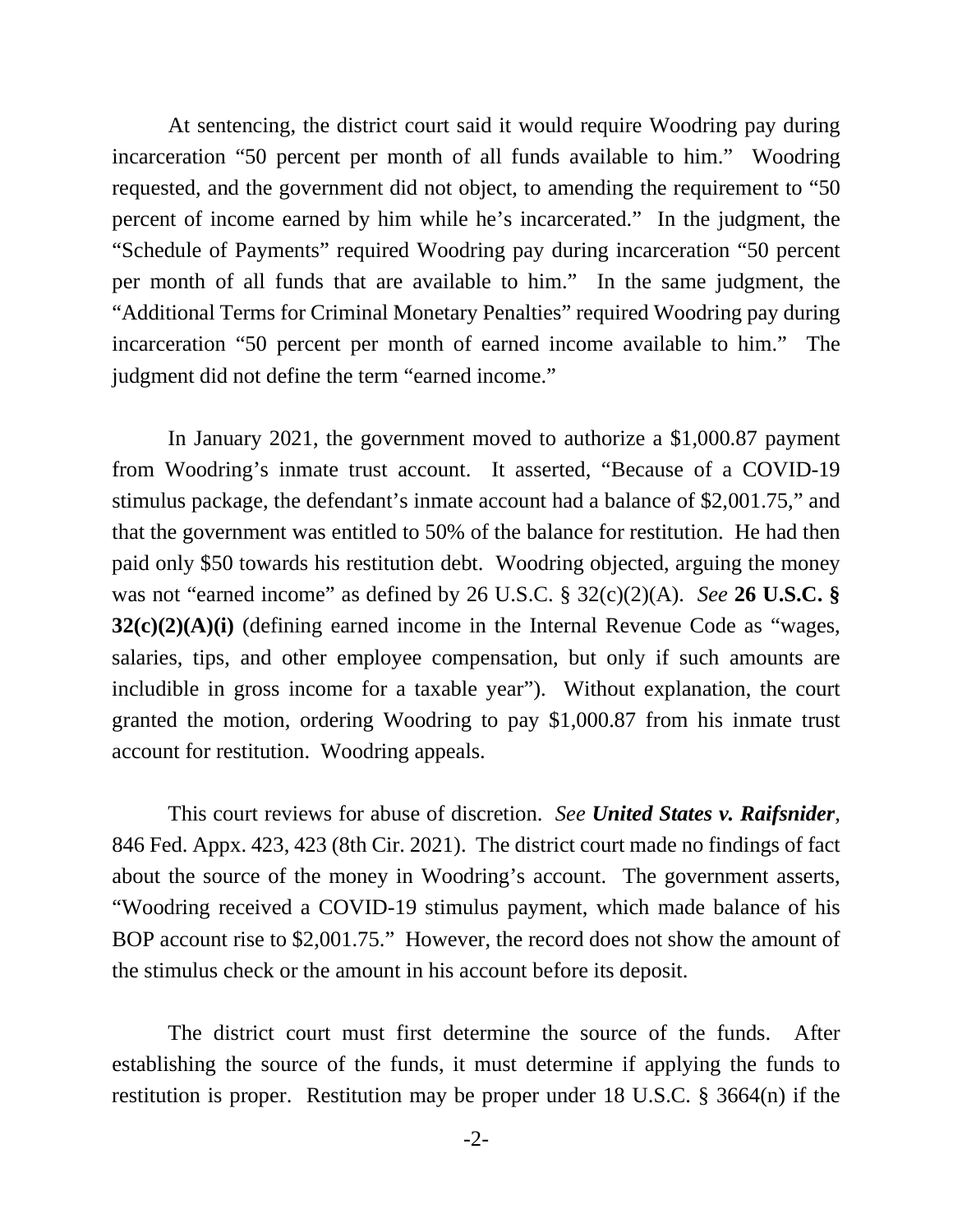At sentencing, the district court said it would require Woodring pay during incarceration "50 percent per month of all funds available to him." Woodring requested, and the government did not object, to amending the requirement to "50 percent of income earned by him while he's incarcerated." In the judgment, the "Schedule of Payments" required Woodring pay during incarceration "50 percent per month of all funds that are available to him." In the same judgment, the "Additional Terms for Criminal Monetary Penalties" required Woodring pay during incarceration "50 percent per month of earned income available to him." The judgment did not define the term "earned income."

In January 2021, the government moved to authorize a $1,000.87 payment from Woodring's inmate trust account. It asserted, "Because of a COVID-19 stimulus package, the defendant's inmate account had a balance of $2,001.75," and that the government was entitled to 50% of the balance for restitution. He had then paid only $50 towards his restitution debt. Woodring objected, arguing the money was not "earned income" as defined by 26 U.S.C. § 32(c)(2)(A). *See* **26 U.S.C. § 32(c)(2)(A)(i)** (defining earned income in the Internal Revenue Code as "wages, salaries, tips, and other employee compensation, but only if such amounts are includible in gross income for a taxable year"). Without explanation, the court granted the motion, ordering Woodring to pay $1,000.87 from his inmate trust account for restitution. Woodring appeals.

This court reviews for abuse of discretion. *See* ***United States v. Raifsnider***, 846 Fed. Appx. 423, 423 (8th Cir. 2021). The district court made no findings of fact about the source of the money in Woodring's account. The government asserts, "Woodring received a COVID-19 stimulus payment, which made balance of his BOP account rise to $2,001.75." However, the record does not show the amount of the stimulus check or the amount in his account before its deposit.

The district court must first determine the source of the funds. After establishing the source of the funds, it must determine if applying the funds to restitution is proper. Restitution may be proper under 18 U.S.C. § 3664(n) if the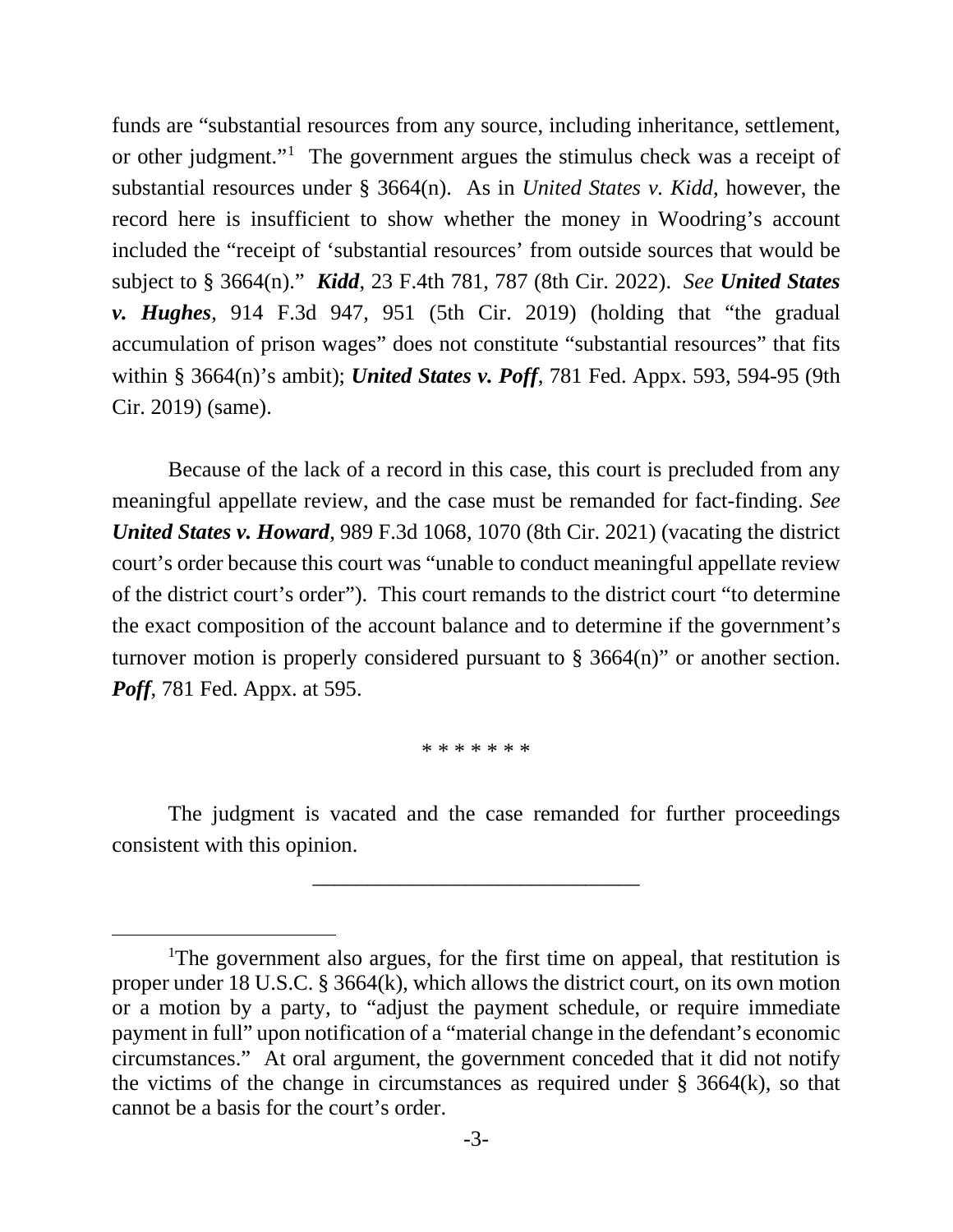funds are "substantial resources from any source, including inheritance, settlement, or other judgment."[1] The government argues the stimulus check was a receipt of substantial resources under § 3664(n). As in *United States v. Kidd*, however, the record here is insufficient to show whether the money in Woodring's account included the "receipt of 'substantial resources' from outside sources that would be subject to § 3664(n)." ***Kidd***, 23 F.4th 781, 787 (8th Cir. 2022). *See* ***United States v. Hughes***, 914 F.3d 947, 951 (5th Cir. 2019) (holding that "the gradual accumulation of prison wages" does not constitute "substantial resources" that fits within § 3664(n)'s ambit); ***United States v. Poff***, 781 Fed. Appx. 593, 594-95 (9th Cir. 2019) (same).

Because of the lack of a record in this case, this court is precluded from any meaningful appellate review, and the case must be remanded for fact-finding. *See* ***United States v. Howard***, 989 F.3d 1068, 1070 (8th Cir. 2021) (vacating the district court's order because this court was "unable to conduct meaningful appellate review of the district court's order"). This court remands to the district court "to determine the exact composition of the account balance and to determine if the government's turnover motion is properly considered pursuant to § 3664(n)" or another section. ***Poff***, 781 Fed. Appx. at 595.

\* \* \* \* \* \* \*

The judgment is vacated and the case remanded for further proceedings consistent with this opinion.

______________________________

[1]The government also argues, for the first time on appeal, that restitution is proper under 18 U.S.C. § 3664(k), which allows the district court, on its own motion or a motion by a party, to "adjust the payment schedule, or require immediate payment in full" upon notification of a "material change in the defendant's economic circumstances." At oral argument, the government conceded that it did not notify the victims of the change in circumstances as required under § 3664(k), so that cannot be a basis for the court's order.